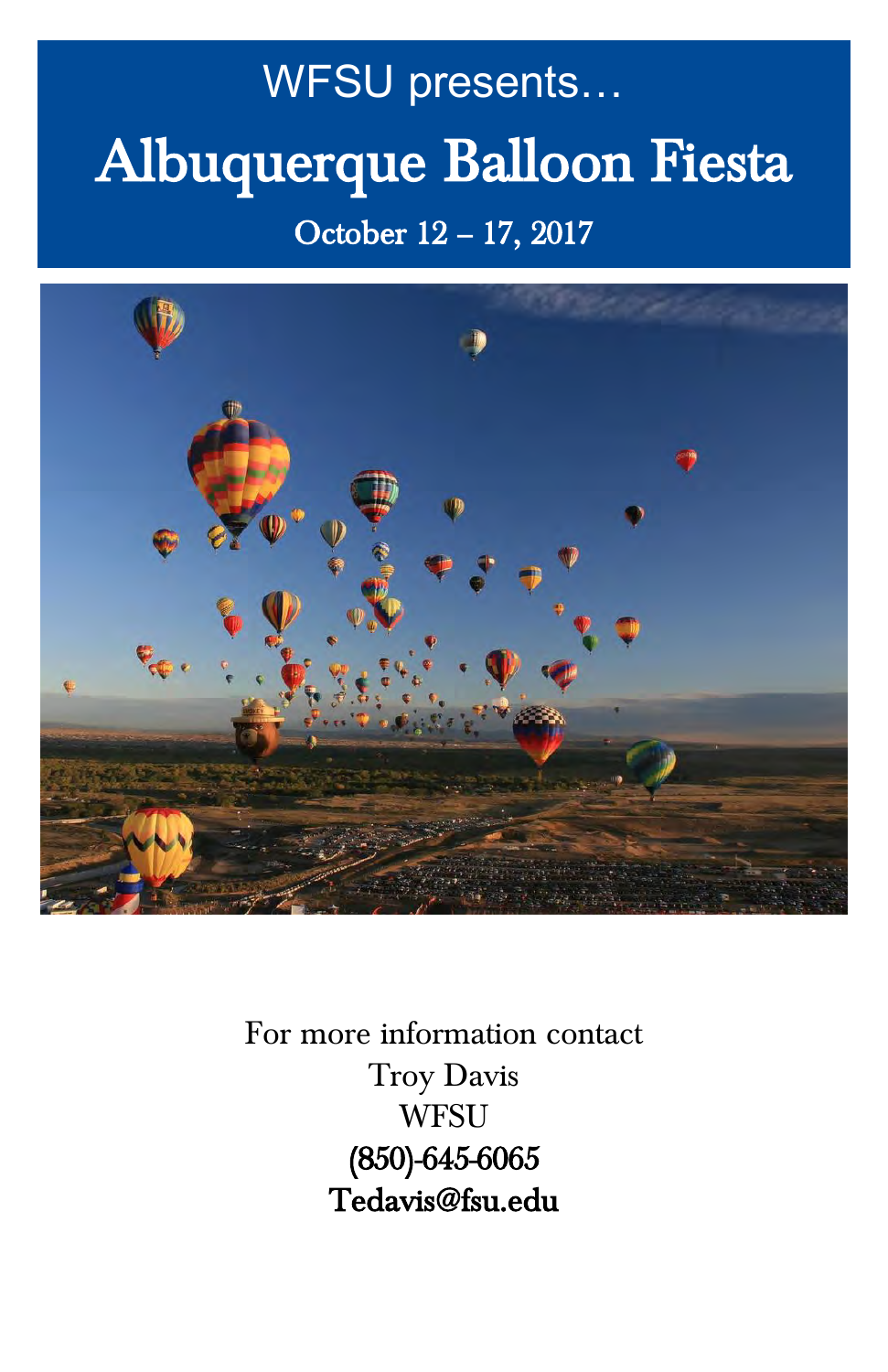WFSU presents…

# Albuquerque Balloon Fiesta

October 12 – 17, 2017

For more information contact
Troy Davis
WFSU
(850)-645-6065
Tedavis@fsu.edu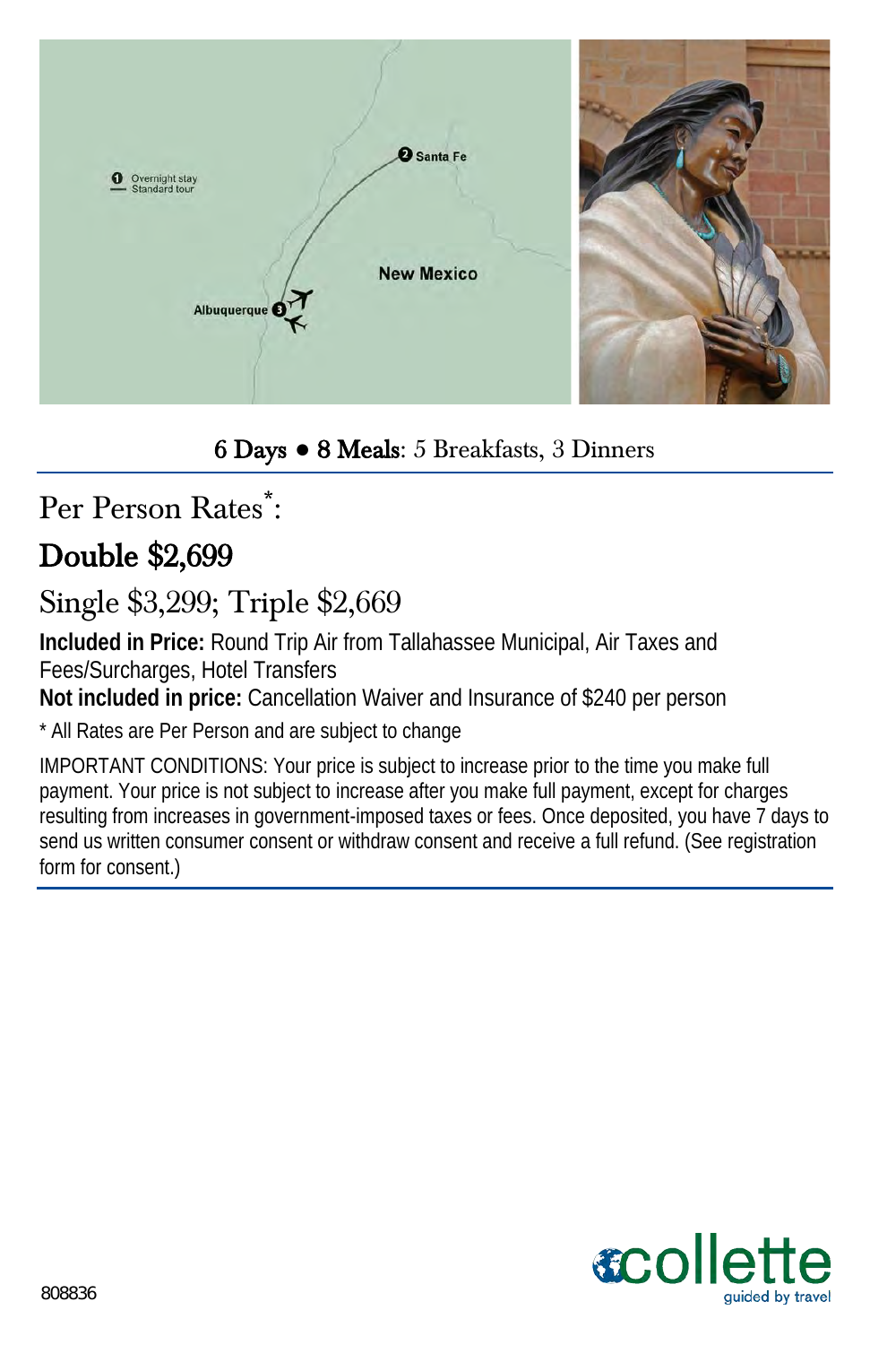6 Days • 8 Meals: 5 Breakfasts, 3 Dinners

## Per Person Rates*:

### Double $2,699

Single $3,299; Triple $2,669

**Included in Price:** Round Trip Air from Tallahassee Municipal, Air Taxes and Fees/Surcharges, Hotel Transfers

**Not included in price:** Cancellation Waiver and Insurance of $240 per person

* All Rates are Per Person and are subject to change

IMPORTANT CONDITIONS: Your price is subject to increase prior to the time you make full payment. Your price is not subject to increase after you make full payment, except for charges resulting from increases in government-imposed taxes or fees. Once deposited, you have 7 days to send us written consumer consent or withdraw consent and receive a full refund. (See registration form for consent.)

808836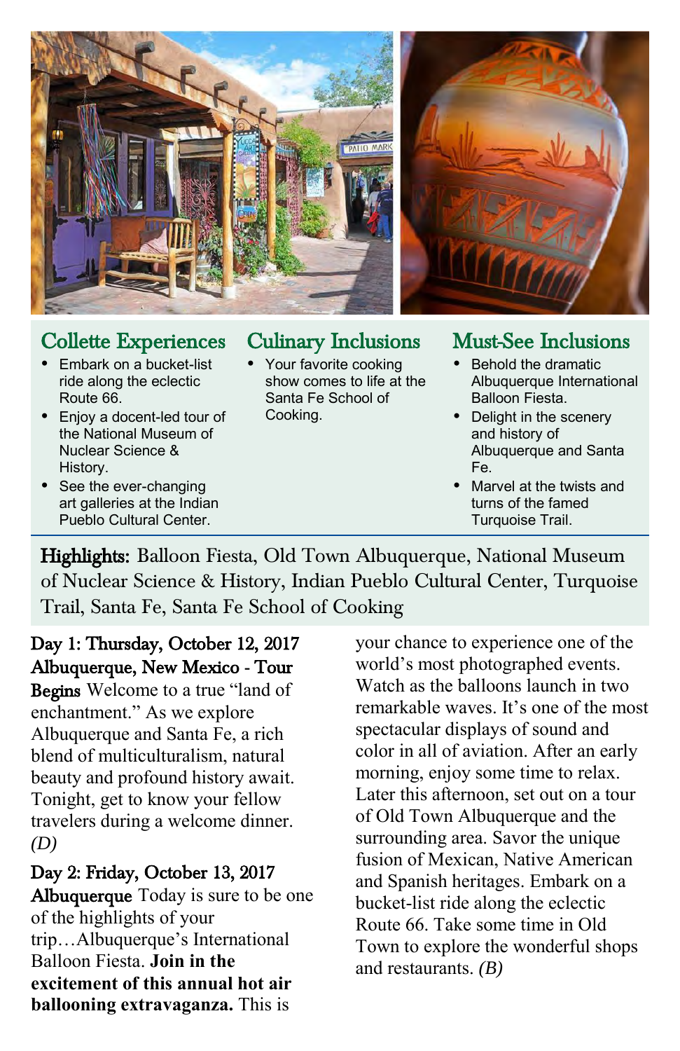## Collette Experiences

- Embark on a bucket-list ride along the eclectic Route 66.
- Enjoy a docent-led tour of the National Museum of Nuclear Science & History.
- See the ever-changing art galleries at the Indian Pueblo Cultural Center.

## Culinary Inclusions

- Your favorite cooking show comes to life at the Santa Fe School of Cooking.

## Must-See Inclusions

- Behold the dramatic Albuquerque International Balloon Fiesta.
- Delight in the scenery and history of Albuquerque and Santa Fe.
- Marvel at the twists and turns of the famed Turquoise Trail.

**Highlights:** Balloon Fiesta, Old Town Albuquerque, National Museum of Nuclear Science & History, Indian Pueblo Cultural Center, Turquoise Trail, Santa Fe, Santa Fe School of Cooking

**Day 1: Thursday, October 12, 2017 Albuquerque, New Mexico - Tour Begins** Welcome to a true "land of enchantment." As we explore Albuquerque and Santa Fe, a rich blend of multiculturalism, natural beauty and profound history await. Tonight, get to know your fellow travelers during a welcome dinner. *(D)*

**Day 2: Friday, October 13, 2017 Albuquerque** Today is sure to be one of the highlights of your trip…Albuquerque's International Balloon Fiesta. **Join in the excitement of this annual hot air ballooning extravaganza.** This is your chance to experience one of the world's most photographed events. Watch as the balloons launch in two remarkable waves. It's one of the most spectacular displays of sound and color in all of aviation. After an early morning, enjoy some time to relax. Later this afternoon, set out on a tour of Old Town Albuquerque and the surrounding area. Savor the unique fusion of Mexican, Native American and Spanish heritages. Embark on a bucket-list ride along the eclectic Route 66. Take some time in Old Town to explore the wonderful shops and restaurants. *(B)*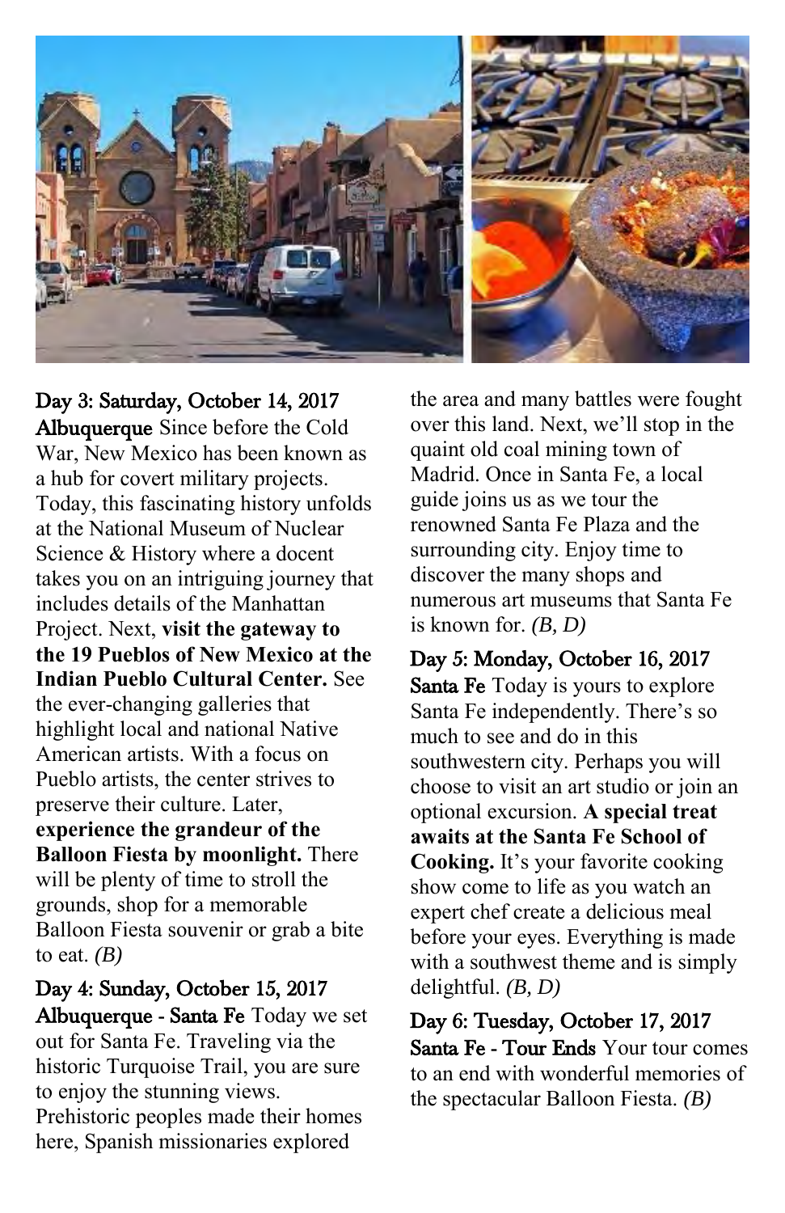**Day 3: Saturday, October 14, 2017**

**Albuquerque** Since before the Cold War, New Mexico has been known as a hub for covert military projects. Today, this fascinating history unfolds at the National Museum of Nuclear Science & History where a docent takes you on an intriguing journey that includes details of the Manhattan Project. Next, **visit the gateway to the 19 Pueblos of New Mexico at the Indian Pueblo Cultural Center.** See the ever-changing galleries that highlight local and national Native American artists. With a focus on Pueblo artists, the center strives to preserve their culture. Later, **experience the grandeur of the Balloon Fiesta by moonlight.** There will be plenty of time to stroll the grounds, shop for a memorable Balloon Fiesta souvenir or grab a bite to eat. *(B)*

**Day 4: Sunday, October 15, 2017**

**Albuquerque - Santa Fe** Today we set out for Santa Fe. Traveling via the historic Turquoise Trail, you are sure to enjoy the stunning views. Prehistoric peoples made their homes here, Spanish missionaries explored the area and many battles were fought over this land. Next, we'll stop in the quaint old coal mining town of Madrid. Once in Santa Fe, a local guide joins us as we tour the renowned Santa Fe Plaza and the surrounding city. Enjoy time to discover the many shops and numerous art museums that Santa Fe is known for. *(B, D)*

**Day 5: Monday, October 16, 2017**

**Santa Fe** Today is yours to explore Santa Fe independently. There's so much to see and do in this southwestern city. Perhaps you will choose to visit an art studio or join an optional excursion. **A special treat awaits at the Santa Fe School of Cooking.** It's your favorite cooking show come to life as you watch an expert chef create a delicious meal before your eyes. Everything is made with a southwest theme and is simply delightful. *(B, D)*

**Day 6: Tuesday, October 17, 2017**

**Santa Fe - Tour Ends** Your tour comes to an end with wonderful memories of the spectacular Balloon Fiesta. *(B)*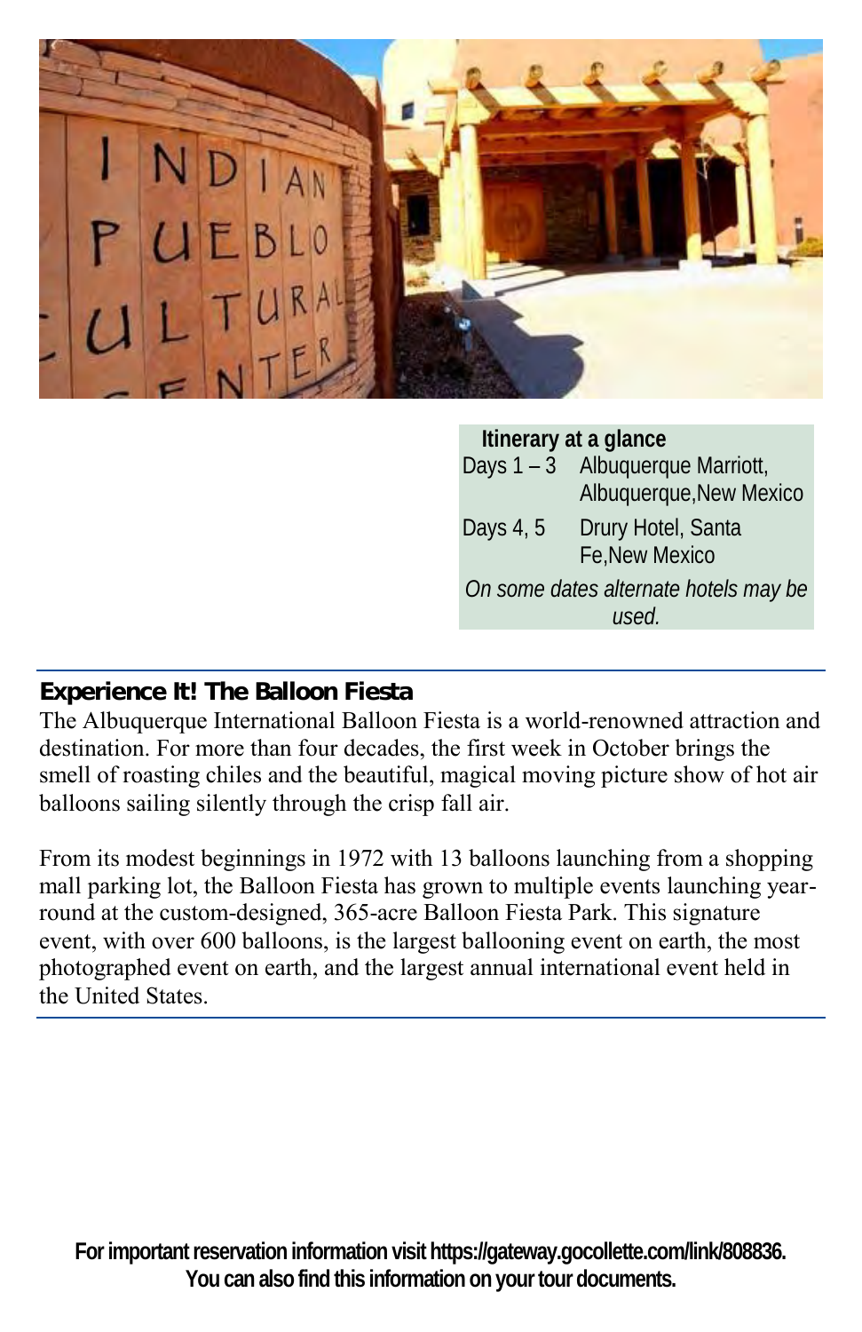**Itinerary at a glance**

| | |
|---|---|
| Days 1 – 3 | Albuquerque Marriott, Albuquerque,New Mexico |
| Days 4, 5 | Drury Hotel, Santa Fe,New Mexico |

*On some dates alternate hotels may be used.*

## Experience It! The Balloon Fiesta

The Albuquerque International Balloon Fiesta is a world-renowned attraction and destination. For more than four decades, the first week in October brings the smell of roasting chiles and the beautiful, magical moving picture show of hot air balloons sailing silently through the crisp fall air.

From its modest beginnings in 1972 with 13 balloons launching from a shopping mall parking lot, the Balloon Fiesta has grown to multiple events launching year-round at the custom-designed, 365-acre Balloon Fiesta Park. This signature event, with over 600 balloons, is the largest ballooning event on earth, the most photographed event on earth, and the largest annual international event held in the United States.

**For important reservation information visit https://gateway.gocollette.com/link/808836. You can also find this information on your tour documents.**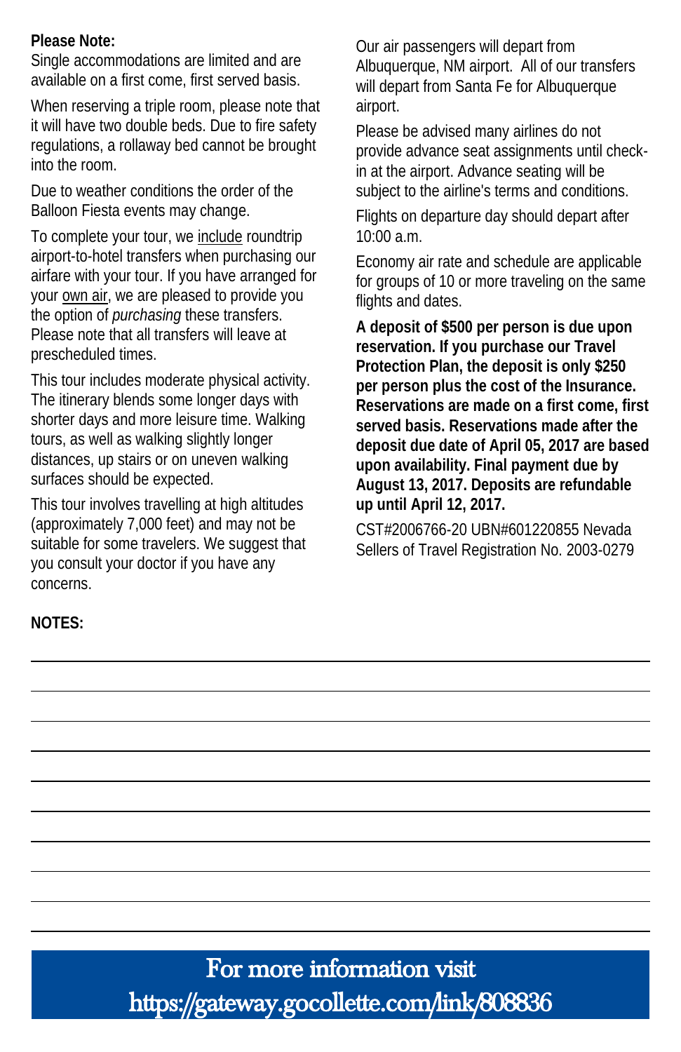**Please Note:**

Single accommodations are limited and are available on a first come, first served basis.

When reserving a triple room, please note that it will have two double beds. Due to fire safety regulations, a rollaway bed cannot be brought into the room.

Due to weather conditions the order of the Balloon Fiesta events may change.

To complete your tour, we include roundtrip airport-to-hotel transfers when purchasing our airfare with your tour. If you have arranged for your own air, we are pleased to provide you the option of *purchasing* these transfers. Please note that all transfers will leave at prescheduled times.

This tour includes moderate physical activity. The itinerary blends some longer days with shorter days and more leisure time. Walking tours, as well as walking slightly longer distances, up stairs or on uneven walking surfaces should be expected.

This tour involves travelling at high altitudes (approximately 7,000 feet) and may not be suitable for some travelers. We suggest that you consult your doctor if you have any concerns.

Our air passengers will depart from Albuquerque, NM airport. All of our transfers will depart from Santa Fe for Albuquerque airport.

Please be advised many airlines do not provide advance seat assignments until check-in at the airport. Advance seating will be subject to the airline's terms and conditions.

Flights on departure day should depart after 10:00 a.m.

Economy air rate and schedule are applicable for groups of 10 or more traveling on the same flights and dates.

**A deposit of $500 per person is due upon reservation. If you purchase our Travel Protection Plan, the deposit is only $250 per person plus the cost of the Insurance. Reservations are made on a first come, first served basis. Reservations made after the deposit due date of April 05, 2017 are based upon availability. Final payment due by August 13, 2017. Deposits are refundable up until April 12, 2017.**

CST#2006766-20 UBN#601220855 Nevada Sellers of Travel Registration No. 2003-0279

**NOTES:**

For more information visit https://gateway.gocollette.com/link/808836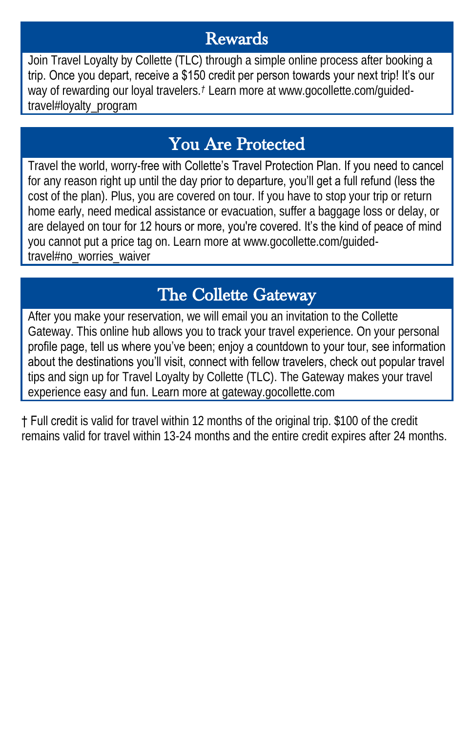## Rewards

Join Travel Loyalty by Collette (TLC) through a simple online process after booking a trip. Once you depart, receive a $150 credit per person towards your next trip! It's our way of rewarding our loyal travelers.† Learn more at www.gocollette.com/guided-travel#loyalty_program

## You Are Protected

Travel the world, worry-free with Collette's Travel Protection Plan. If you need to cancel for any reason right up until the day prior to departure, you'll get a full refund (less the cost of the plan). Plus, you are covered on tour. If you have to stop your trip or return home early, need medical assistance or evacuation, suffer a baggage loss or delay, or are delayed on tour for 12 hours or more, you're covered. It's the kind of peace of mind you cannot put a price tag on. Learn more at www.gocollette.com/guided-travel#no_worries_waiver

## The Collette Gateway

After you make your reservation, we will email you an invitation to the Collette Gateway. This online hub allows you to track your travel experience. On your personal profile page, tell us where you've been; enjoy a countdown to your tour, see information about the destinations you'll visit, connect with fellow travelers, check out popular travel tips and sign up for Travel Loyalty by Collette (TLC). The Gateway makes your travel experience easy and fun. Learn more at gateway.gocollette.com

† Full credit is valid for travel within 12 months of the original trip. $100 of the credit remains valid for travel within 13-24 months and the entire credit expires after 24 months.